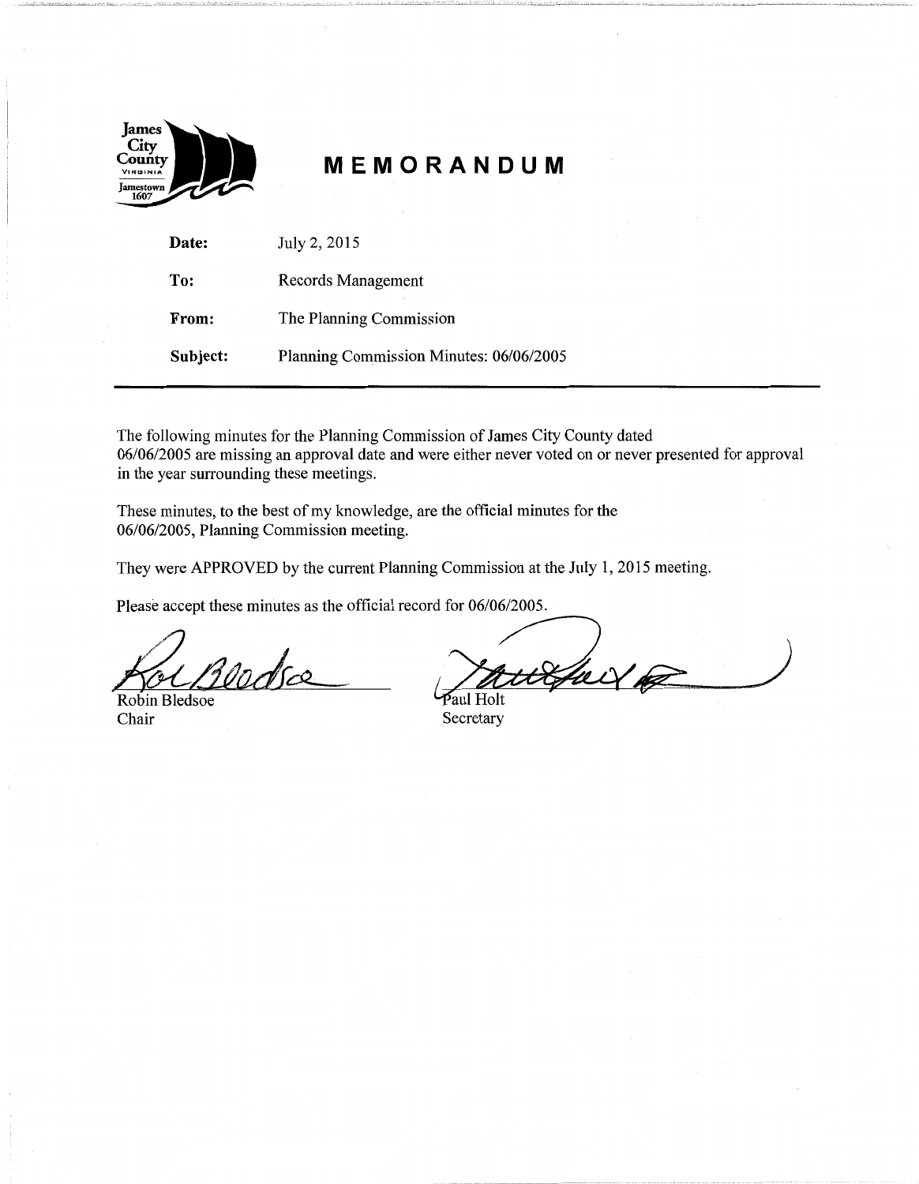# MEMORANDUM

| | |
|---|---|
| **Date:** | July 2, 2015 |
| **To:** | Records Management |
| **From:** | The Planning Commission |
| **Subject:** | Planning Commission Minutes: 06/06/2005 |

The following minutes for the Planning Commission of James City County dated 06/06/2005 are missing an approval date and were either never voted on or never presented for approval in the year surrounding these meetings.

These minutes, to the best of my knowledge, are the official minutes for the 06/06/2005, Planning Commission meeting.

They were APPROVED by the current Planning Commission at the July 1, 2015 meeting.

Please accept these minutes as the official record for 06/06/2005.

Robin Bledsoe
Chair

Paul Holt
Secretary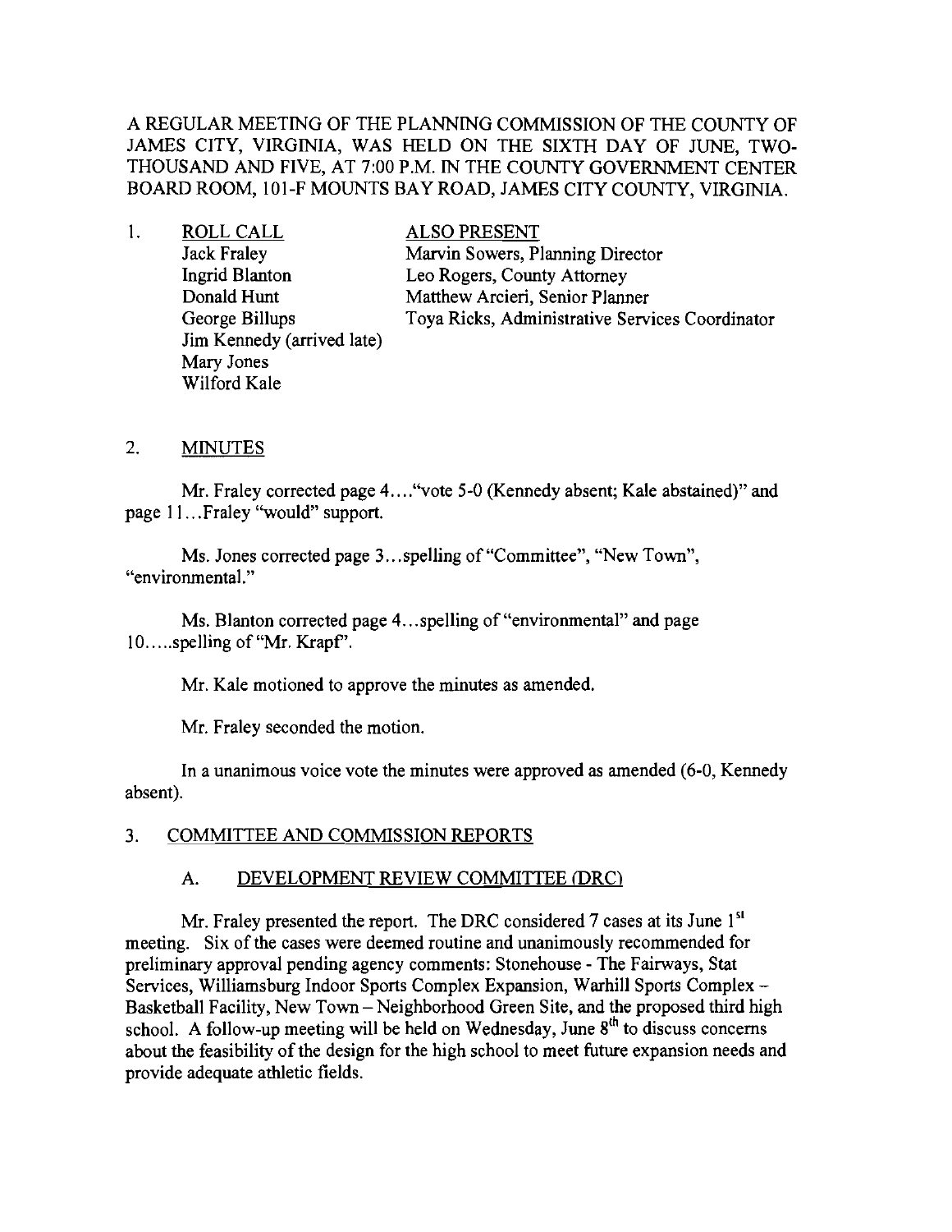A REGULAR MEETING OF THE PLANNING COMMISSION OF THE COUNTY OF JAMES CITY, VIRGINIA, WAS HELD ON THE SIXTH DAY OF JUNE, TWO-THOUSAND AND FIVE, AT 7:00 P.M. IN THE COUNTY GOVERNMENT CENTER BOARD ROOM, 101-F MOUNTS BAY ROAD, JAMES CITY COUNTY, VIRGINIA.

1. ROLL CALL

| ROLL CALL | ALSO PRESENT |
|---|---|
| Jack Fraley | Marvin Sowers, Planning Director |
| Ingrid Blanton | Leo Rogers, County Attorney |
| Donald Hunt | Matthew Arcieri, Senior Planner |
| George Billups | Toya Ricks, Administrative Services Coordinator |
| Jim Kennedy (arrived late) | |
| Mary Jones | |
| Wilford Kale | |

2. MINUTES

Mr. Fraley corrected page 4...."vote 5-0 (Kennedy absent; Kale abstained)" and page 11...Fraley "would" support.

Ms. Jones corrected page 3...spelling of "Committee", "New Town", "environmental."

Ms. Blanton corrected page 4...spelling of "environmental" and page 10.....spelling of "Mr. Krapf".

Mr. Kale motioned to approve the minutes as amended.

Mr. Fraley seconded the motion.

In a unanimous voice vote the minutes were approved as amended (6-0, Kennedy absent).

3. COMMITTEE AND COMMISSION REPORTS

A. DEVELOPMENT REVIEW COMMITTEE (DRC)

Mr. Fraley presented the report. The DRC considered 7 cases at its June 1st meeting. Six of the cases were deemed routine and unanimously recommended for preliminary approval pending agency comments: Stonehouse - The Fairways, Stat Services, Williamsburg Indoor Sports Complex Expansion, Warhill Sports Complex – Basketball Facility, New Town – Neighborhood Green Site, and the proposed third high school. A follow-up meeting will be held on Wednesday, June 8th to discuss concerns about the feasibility of the design for the high school to meet future expansion needs and provide adequate athletic fields.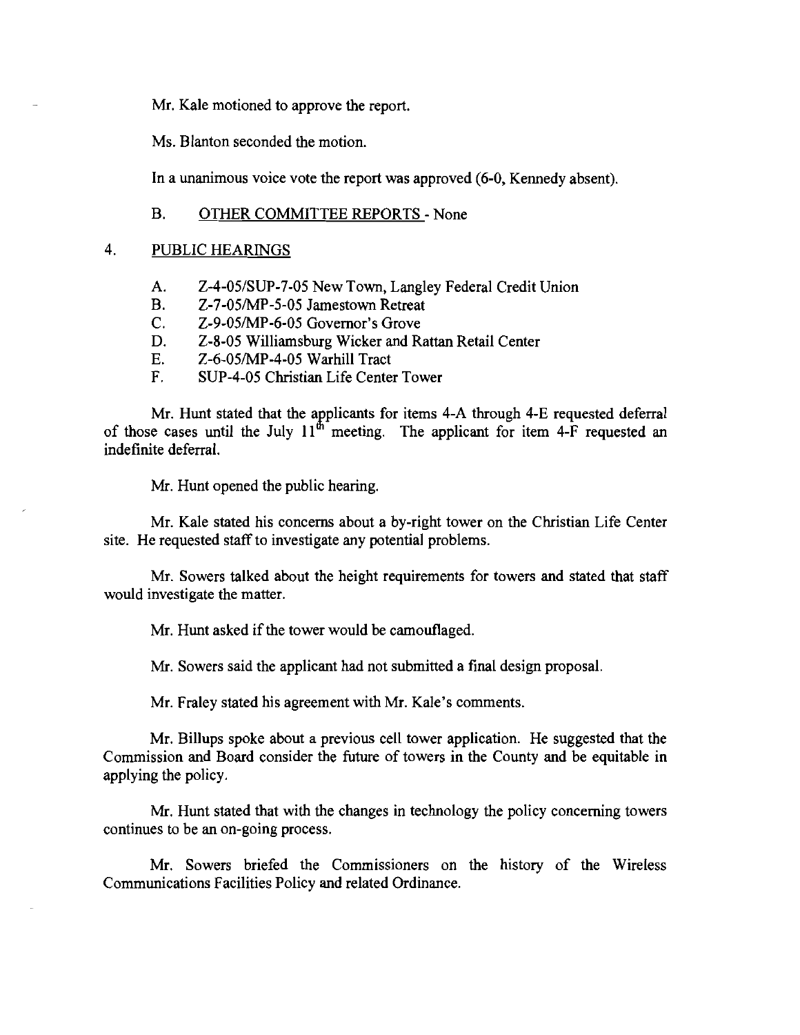Mr. Kale motioned to approve the report.

Ms. Blanton seconded the motion.

In a unanimous voice vote the report was approved (6-0, Kennedy absent).

B. OTHER COMMITTEE REPORTS - None

4. PUBLIC HEARINGS

A. Z-4-05/SUP-7-05 New Town, Langley Federal Credit Union
B. Z-7-05/MP-5-05 Jamestown Retreat
C. Z-9-05/MP-6-05 Governor's Grove
D. Z-8-05 Williamsburg Wicker and Rattan Retail Center
E. Z-6-05/MP-4-05 Warhill Tract
F. SUP-4-05 Christian Life Center Tower

Mr. Hunt stated that the applicants for items 4-A through 4-E requested deferral of those cases until the July 11th meeting. The applicant for item 4-F requested an indefinite deferral.

Mr. Hunt opened the public hearing.

Mr. Kale stated his concerns about a by-right tower on the Christian Life Center site. He requested staff to investigate any potential problems.

Mr. Sowers talked about the height requirements for towers and stated that staff would investigate the matter.

Mr. Hunt asked if the tower would be camouflaged.

Mr. Sowers said the applicant had not submitted a final design proposal.

Mr. Fraley stated his agreement with Mr. Kale's comments.

Mr. Billups spoke about a previous cell tower application. He suggested that the Commission and Board consider the future of towers in the County and be equitable in applying the policy.

Mr. Hunt stated that with the changes in technology the policy concerning towers continues to be an on-going process.

Mr. Sowers briefed the Commissioners on the history of the Wireless Communications Facilities Policy and related Ordinance.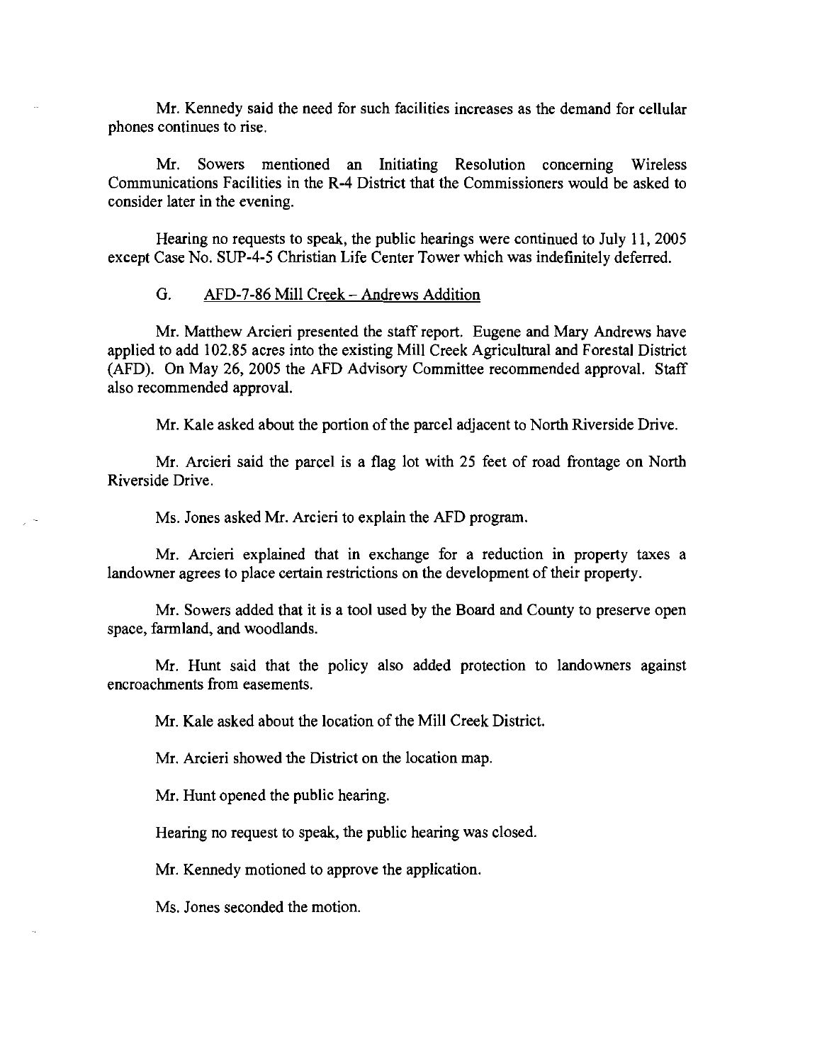Mr. Kennedy said the need for such facilities increases as the demand for cellular phones continues to rise.

Mr. Sowers mentioned an Initiating Resolution concerning Wireless Communications Facilities in the R-4 District that the Commissioners would be asked to consider later in the evening.

Hearing no requests to speak, the public hearings were continued to July 11, 2005 except Case No. SUP-4-5 Christian Life Center Tower which was indefinitely deferred.

G. <u>AFD-7-86 Mill Creek – Andrews Addition</u>

Mr. Matthew Arcieri presented the staff report. Eugene and Mary Andrews have applied to add 102.85 acres into the existing Mill Creek Agricultural and Forestal District (AFD). On May 26, 2005 the AFD Advisory Committee recommended approval. Staff also recommended approval.

Mr. Kale asked about the portion of the parcel adjacent to North Riverside Drive.

Mr. Arcieri said the parcel is a flag lot with 25 feet of road frontage on North Riverside Drive.

Ms. Jones asked Mr. Arcieri to explain the AFD program.

Mr. Arcieri explained that in exchange for a reduction in property taxes a landowner agrees to place certain restrictions on the development of their property.

Mr. Sowers added that it is a tool used by the Board and County to preserve open space, farmland, and woodlands.

Mr. Hunt said that the policy also added protection to landowners against encroachments from easements.

Mr. Kale asked about the location of the Mill Creek District.

Mr. Arcieri showed the District on the location map.

Mr. Hunt opened the public hearing.

Hearing no request to speak, the public hearing was closed.

Mr. Kennedy motioned to approve the application.

Ms. Jones seconded the motion.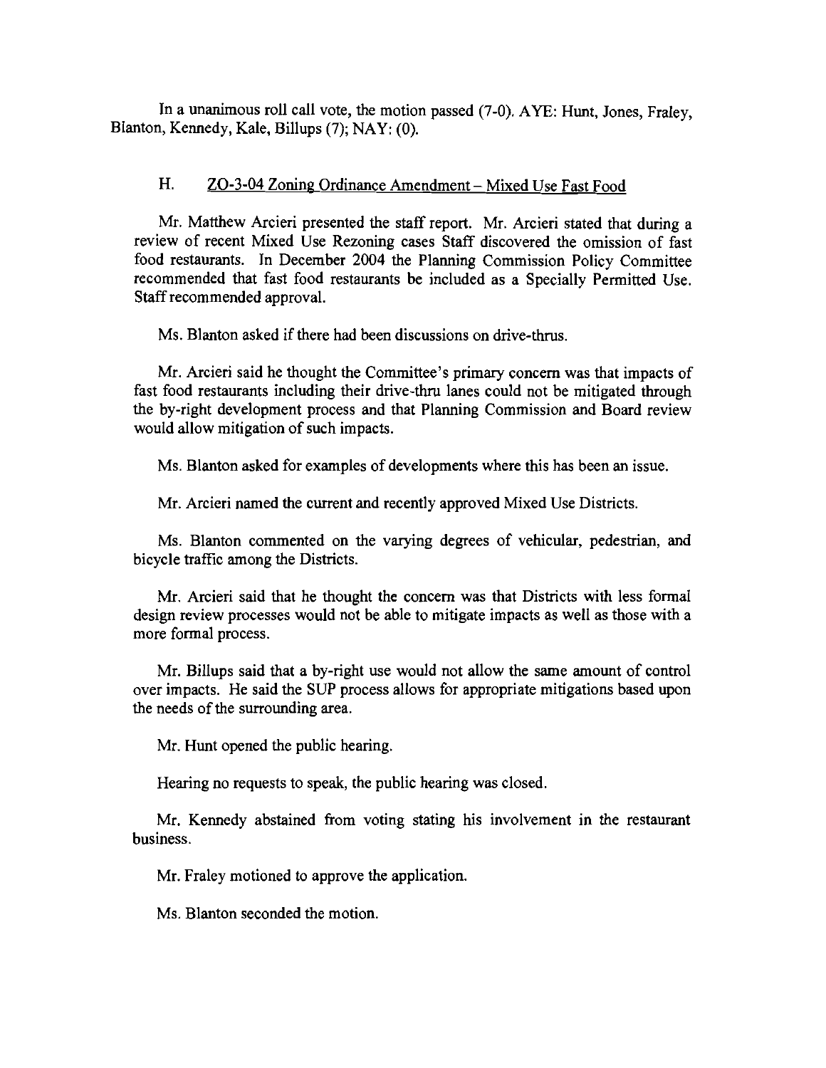In a unanimous roll call vote, the motion passed (7-0). AYE: Hunt, Jones, Fraley, Blanton, Kennedy, Kale, Billups (7); NAY: (0).

### H. ZO-3-04 Zoning Ordinance Amendment – Mixed Use Fast Food

Mr. Matthew Arcieri presented the staff report. Mr. Arcieri stated that during a review of recent Mixed Use Rezoning cases Staff discovered the omission of fast food restaurants. In December 2004 the Planning Commission Policy Committee recommended that fast food restaurants be included as a Specially Permitted Use. Staff recommended approval.

Ms. Blanton asked if there had been discussions on drive-thrus.

Mr. Arcieri said he thought the Committee's primary concern was that impacts of fast food restaurants including their drive-thru lanes could not be mitigated through the by-right development process and that Planning Commission and Board review would allow mitigation of such impacts.

Ms. Blanton asked for examples of developments where this has been an issue.

Mr. Arcieri named the current and recently approved Mixed Use Districts.

Ms. Blanton commented on the varying degrees of vehicular, pedestrian, and bicycle traffic among the Districts.

Mr. Arcieri said that he thought the concern was that Districts with less formal design review processes would not be able to mitigate impacts as well as those with a more formal process.

Mr. Billups said that a by-right use would not allow the same amount of control over impacts. He said the SUP process allows for appropriate mitigations based upon the needs of the surrounding area.

Mr. Hunt opened the public hearing.

Hearing no requests to speak, the public hearing was closed.

Mr. Kennedy abstained from voting stating his involvement in the restaurant business.

Mr. Fraley motioned to approve the application.

Ms. Blanton seconded the motion.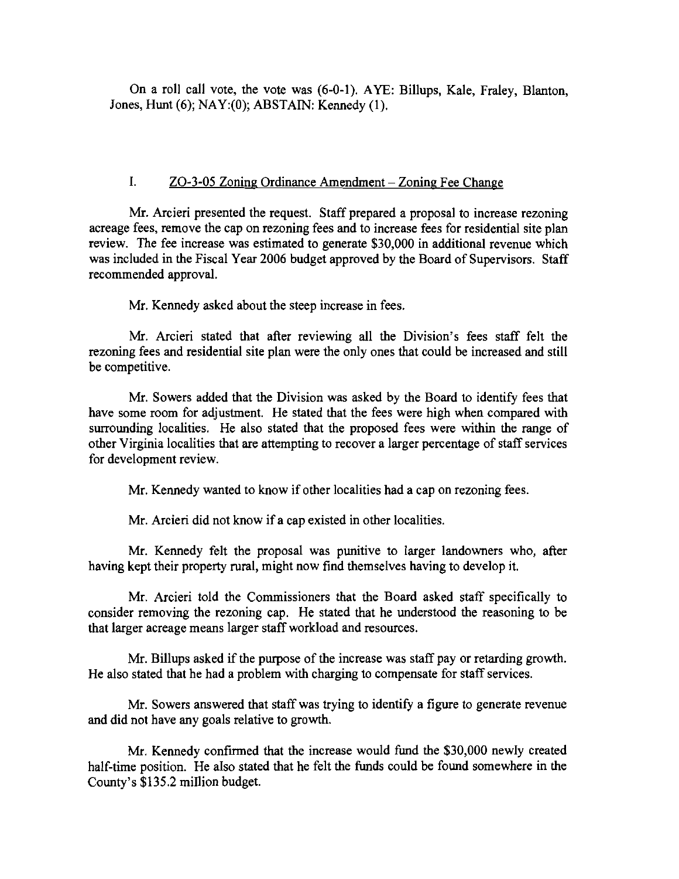On a roll call vote, the vote was (6-0-1). AYE: Billups, Kale, Fraley, Blanton, Jones, Hunt (6); NAY:(0); ABSTAIN: Kennedy (1).

I. ZO-3-05 Zoning Ordinance Amendment – Zoning Fee Change

Mr. Arcieri presented the request. Staff prepared a proposal to increase rezoning acreage fees, remove the cap on rezoning fees and to increase fees for residential site plan review. The fee increase was estimated to generate $30,000 in additional revenue which was included in the Fiscal Year 2006 budget approved by the Board of Supervisors. Staff recommended approval.

Mr. Kennedy asked about the steep increase in fees.

Mr. Arcieri stated that after reviewing all the Division's fees staff felt the rezoning fees and residential site plan were the only ones that could be increased and still be competitive.

Mr. Sowers added that the Division was asked by the Board to identify fees that have some room for adjustment. He stated that the fees were high when compared with surrounding localities. He also stated that the proposed fees were within the range of other Virginia localities that are attempting to recover a larger percentage of staff services for development review.

Mr. Kennedy wanted to know if other localities had a cap on rezoning fees.

Mr. Arcieri did not know if a cap existed in other localities.

Mr. Kennedy felt the proposal was punitive to larger landowners who, after having kept their property rural, might now find themselves having to develop it.

Mr. Arcieri told the Commissioners that the Board asked staff specifically to consider removing the rezoning cap. He stated that he understood the reasoning to be that larger acreage means larger staff workload and resources.

Mr. Billups asked if the purpose of the increase was staff pay or retarding growth. He also stated that he had a problem with charging to compensate for staff services.

Mr. Sowers answered that staff was trying to identify a figure to generate revenue and did not have any goals relative to growth.

Mr. Kennedy confirmed that the increase would fund the $30,000 newly created half-time position. He also stated that he felt the funds could be found somewhere in the County's $135.2 million budget.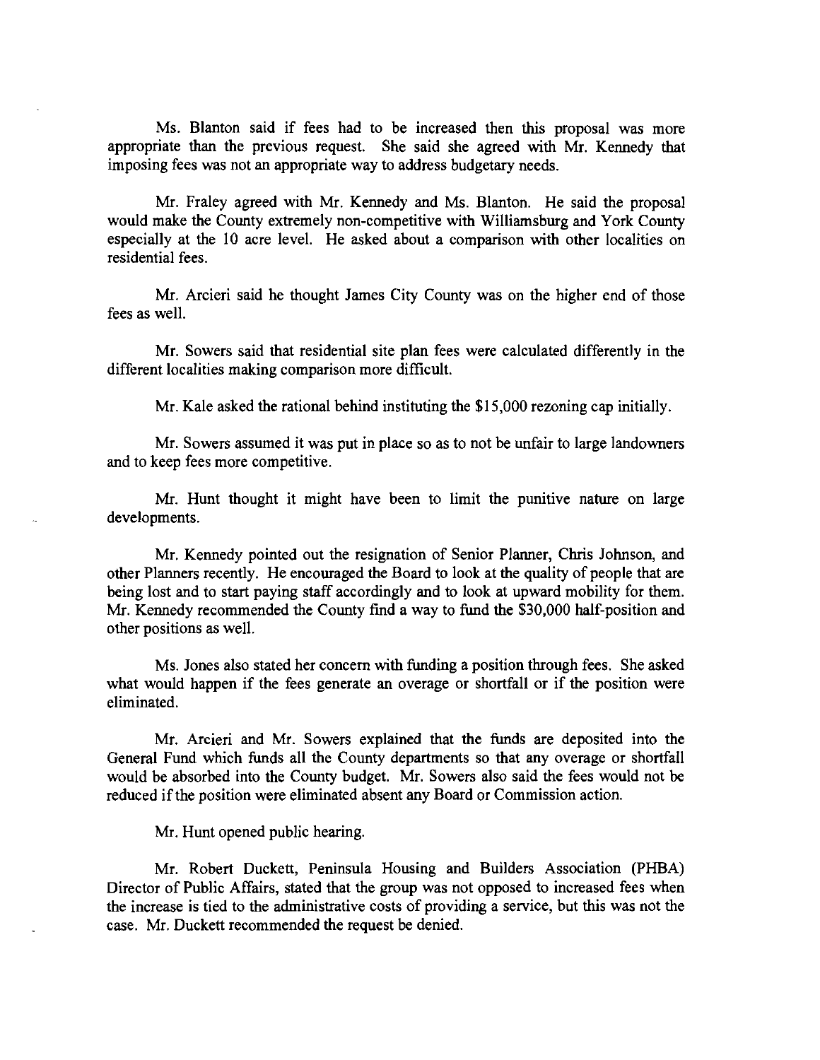Ms. Blanton said if fees had to be increased then this proposal was more appropriate than the previous request. She said she agreed with Mr. Kennedy that imposing fees was not an appropriate way to address budgetary needs.

Mr. Fraley agreed with Mr. Kennedy and Ms. Blanton. He said the proposal would make the County extremely non-competitive with Williamsburg and York County especially at the 10 acre level. He asked about a comparison with other localities on residential fees.

Mr. Arcieri said he thought James City County was on the higher end of those fees as well.

Mr. Sowers said that residential site plan fees were calculated differently in the different localities making comparison more difficult.

Mr. Kale asked the rational behind instituting the $15,000 rezoning cap initially.

Mr. Sowers assumed it was put in place so as to not be unfair to large landowners and to keep fees more competitive.

Mr. Hunt thought it might have been to limit the punitive nature on large developments.

Mr. Kennedy pointed out the resignation of Senior Planner, Chris Johnson, and other Planners recently. He encouraged the Board to look at the quality of people that are being lost and to start paying staff accordingly and to look at upward mobility for them. Mr. Kennedy recommended the County find a way to fund the $30,000 half-position and other positions as well.

Ms. Jones also stated her concern with funding a position through fees. She asked what would happen if the fees generate an overage or shortfall or if the position were eliminated.

Mr. Arcieri and Mr. Sowers explained that the funds are deposited into the General Fund which funds all the County departments so that any overage or shortfall would be absorbed into the County budget. Mr. Sowers also said the fees would not be reduced if the position were eliminated absent any Board or Commission action.

Mr. Hunt opened public hearing.

Mr. Robert Duckett, Peninsula Housing and Builders Association (PHBA) Director of Public Affairs, stated that the group was not opposed to increased fees when the increase is tied to the administrative costs of providing a service, but this was not the case. Mr. Duckett recommended the request be denied.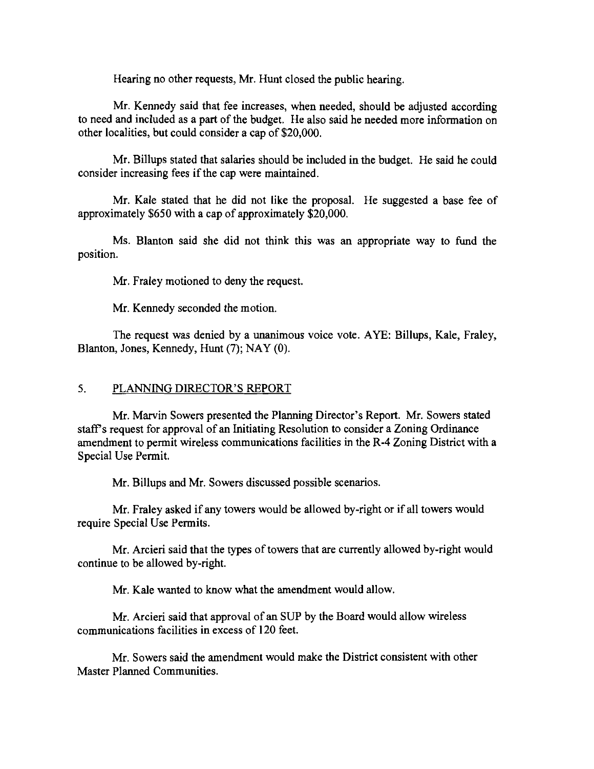Hearing no other requests, Mr. Hunt closed the public hearing.

Mr. Kennedy said that fee increases, when needed, should be adjusted according to need and included as a part of the budget. He also said he needed more information on other localities, but could consider a cap of $20,000.

Mr. Billups stated that salaries should be included in the budget. He said he could consider increasing fees if the cap were maintained.

Mr. Kale stated that he did not like the proposal. He suggested a base fee of approximately $650 with a cap of approximately $20,000.

Ms. Blanton said she did not think this was an appropriate way to fund the position.

Mr. Fraley motioned to deny the request.

Mr. Kennedy seconded the motion.

The request was denied by a unanimous voice vote. AYE: Billups, Kale, Fraley, Blanton, Jones, Kennedy, Hunt (7); NAY (0).

## 5. PLANNING DIRECTOR'S REPORT

Mr. Marvin Sowers presented the Planning Director's Report. Mr. Sowers stated staff's request for approval of an Initiating Resolution to consider a Zoning Ordinance amendment to permit wireless communications facilities in the R-4 Zoning District with a Special Use Permit.

Mr. Billups and Mr. Sowers discussed possible scenarios.

Mr. Fraley asked if any towers would be allowed by-right or if all towers would require Special Use Permits.

Mr. Arcieri said that the types of towers that are currently allowed by-right would continue to be allowed by-right.

Mr. Kale wanted to know what the amendment would allow.

Mr. Arcieri said that approval of an SUP by the Board would allow wireless communications facilities in excess of 120 feet.

Mr. Sowers said the amendment would make the District consistent with other Master Planned Communities.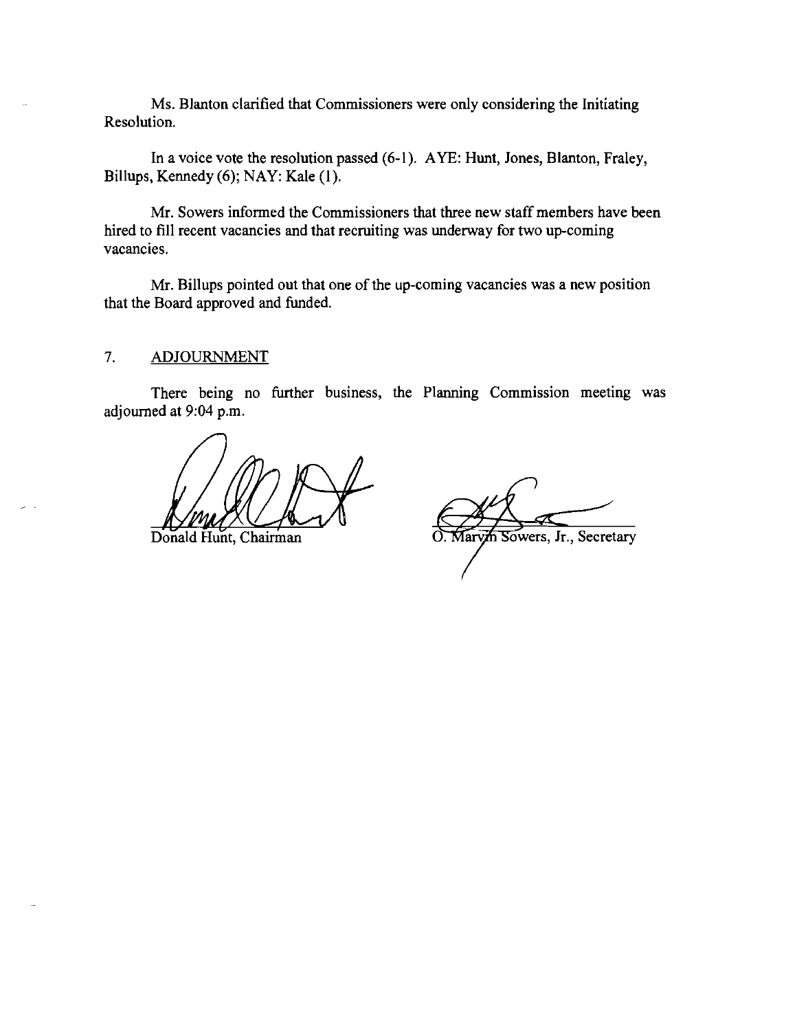Ms. Blanton clarified that Commissioners were only considering the Initiating Resolution.

In a voice vote the resolution passed (6-1). AYE: Hunt, Jones, Blanton, Fraley, Billups, Kennedy (6); NAY: Kale (1).

Mr. Sowers informed the Commissioners that three new staff members have been hired to fill recent vacancies and that recruiting was underway for two up-coming vacancies.

Mr. Billups pointed out that one of the up-coming vacancies was a new position that the Board approved and funded.

## 7. ADJOURNMENT

There being no further business, the Planning Commission meeting was adjourned at 9:04 p.m.

Donald Hunt, Chairman

O. Marvin Sowers, Jr., Secretary